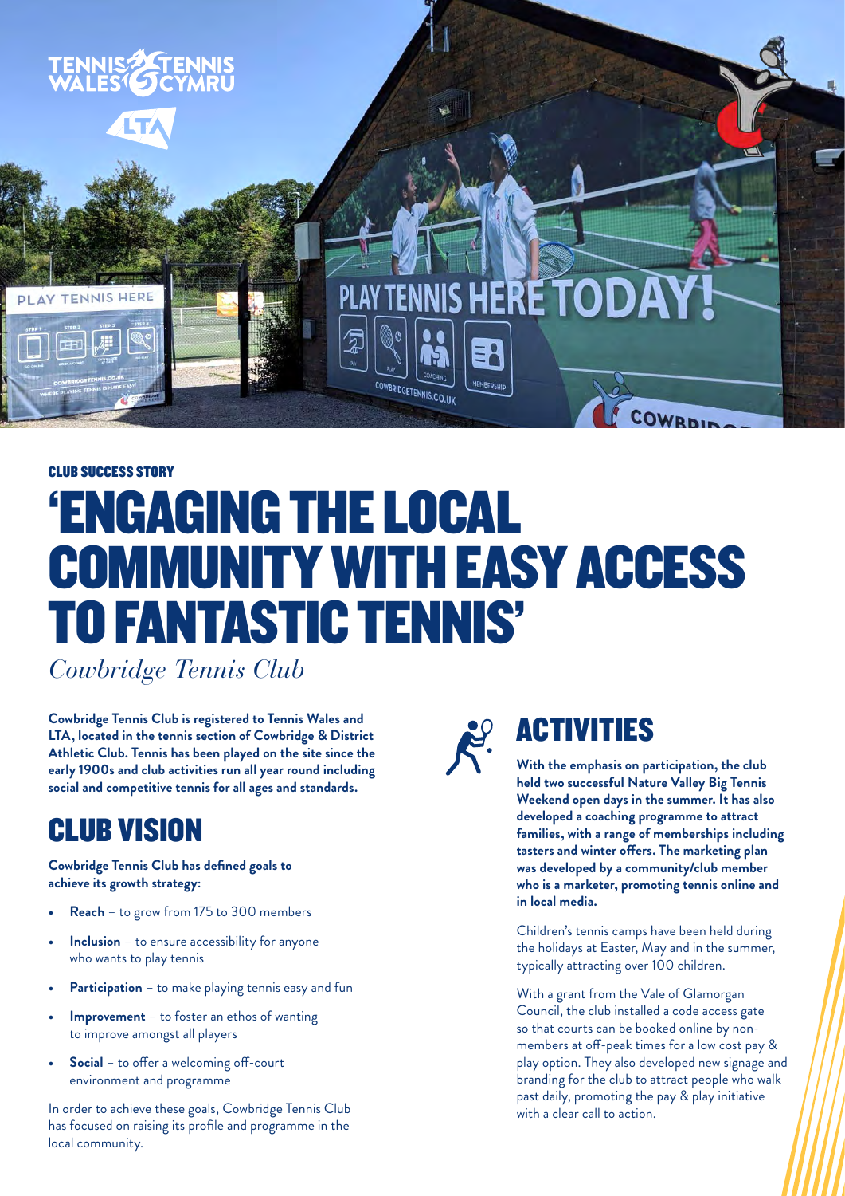CLUB SUCCESS STORY

# 'ENGAGING THE LOCAL COMMUNITY WITH EASY ACCESS TO FANTASTIC TENNIS'

*Cowbridge Tennis Club*

**Cowbridge Tennis Club is registered to Tennis Wales and LTA, located in the tennis section of Cowbridge & District Athletic Club. Tennis has been played on the site since the early 1900s and club activities run all year round including social and competitive tennis for all ages and standards.**

## CLUB VISION

**Cowbridge Tennis Club has defined goals to achieve its growth strategy:**

- **Reach** – to grow from 175 to 300 members
- **Inclusion** – to ensure accessibility for anyone who wants to play tennis
- **Participation** – to make playing tennis easy and fun
- **Improvement** – to foster an ethos of wanting to improve amongst all players
- **Social** – to offer a welcoming off-court environment and programme

In order to achieve these goals, Cowbridge Tennis Club has focused on raising its profile and programme in the local community.

## ACTIVITIES

**With the emphasis on participation, the club held two successful Nature Valley Big Tennis Weekend open days in the summer. It has also developed a coaching programme to attract families, with a range of memberships including tasters and winter offers. The marketing plan was developed by a community/club member who is a marketer, promoting tennis online and in local media.**

Children's tennis camps have been held during the holidays at Easter, May and in the summer, typically attracting over 100 children.

With a grant from the Vale of Glamorgan Council, the club installed a code access gate so that courts can be booked online by non-members at off-peak times for a low cost pay & play option. They also developed new signage and branding for the club to attract people who walk past daily, promoting the pay & play initiative with a clear call to action.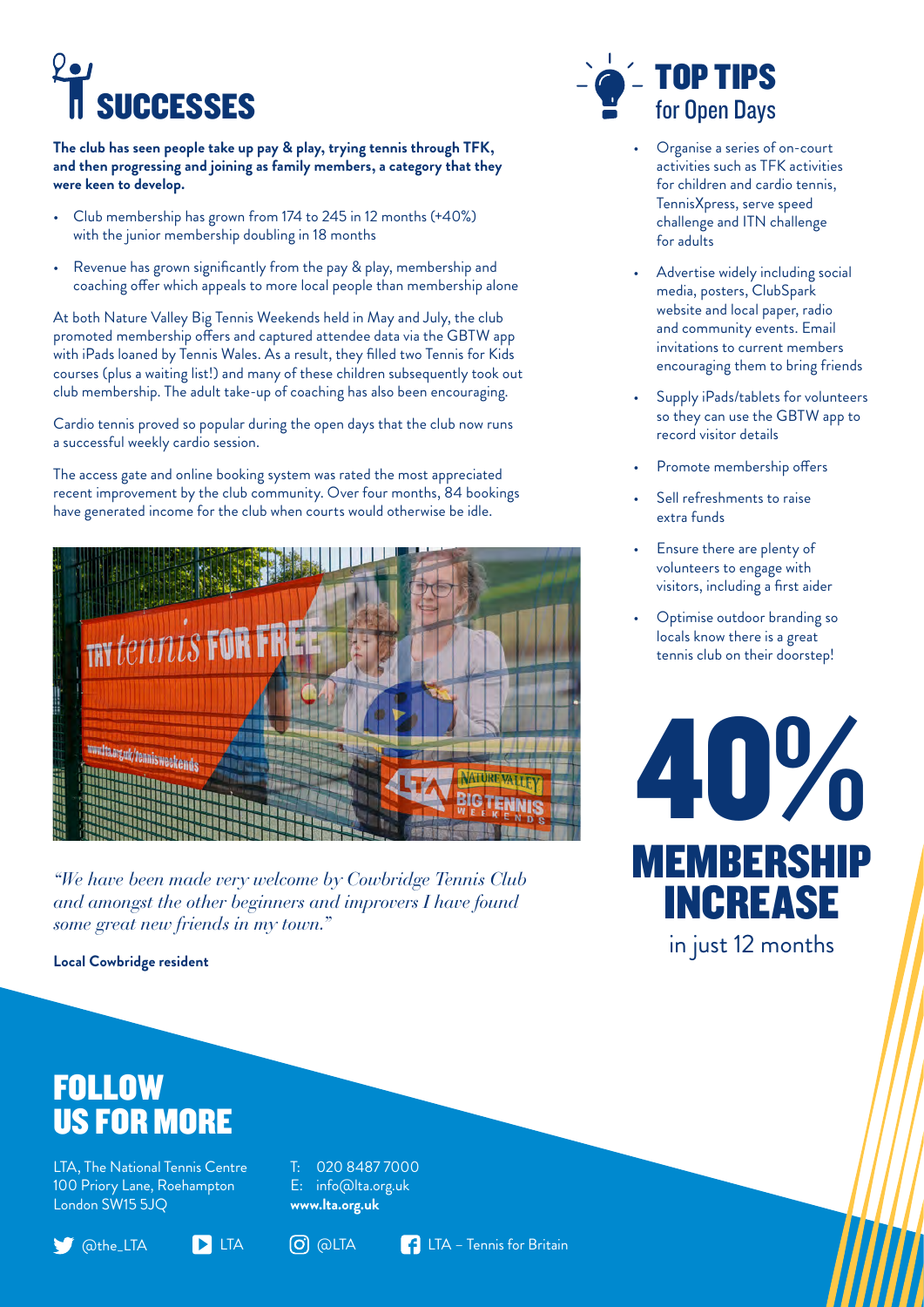# SUCCESSES

**The club has seen people take up pay & play, trying tennis through TFK, and then progressing and joining as family members, a category that they were keen to develop.**

- Club membership has grown from 174 to 245 in 12 months (+40%) with the junior membership doubling in 18 months
- Revenue has grown significantly from the pay & play, membership and coaching offer which appeals to more local people than membership alone

At both Nature Valley Big Tennis Weekends held in May and July, the club promoted membership offers and captured attendee data via the GBTW app with iPads loaned by Tennis Wales. As a result, they filled two Tennis for Kids courses (plus a waiting list!) and many of these children subsequently took out club membership. The adult take-up of coaching has also been encouraging.

Cardio tennis proved so popular during the open days that the club now runs a successful weekly cardio session.

The access gate and online booking system was rated the most appreciated recent improvement by the club community. Over four months, 84 bookings have generated income for the club when courts would otherwise be idle.

*"We have been made very welcome by Cowbridge Tennis Club and amongst the other beginners and improvers I have found some great new friends in my town."*

**Local Cowbridge resident**

# TOP TIPS for Open Days

- Organise a series of on-court activities such as TFK activities for children and cardio tennis, TennisXpress, serve speed challenge and ITN challenge for adults
- Advertise widely including social media, posters, ClubSpark website and local paper, radio and community events. Email invitations to current members encouraging them to bring friends
- Supply iPads/tablets for volunteers so they can use the GBTW app to record visitor details
- Promote membership offers
- Sell refreshments to raise extra funds
- Ensure there are plenty of volunteers to engage with visitors, including a first aider
- Optimise outdoor branding so locals know there is a great tennis club on their doorstep!

**40%**

**MEMBERSHIP INCREASE**

in just 12 months

# FOLLOW US FOR MORE

LTA, The National Tennis Centre
100 Priory Lane, Roehampton
London SW15 5JQ

T: 020 8487 7000
E: info@lta.org.uk
**www.lta.org.uk**

@the_LTA LTA @LTA LTA – Tennis for Britain